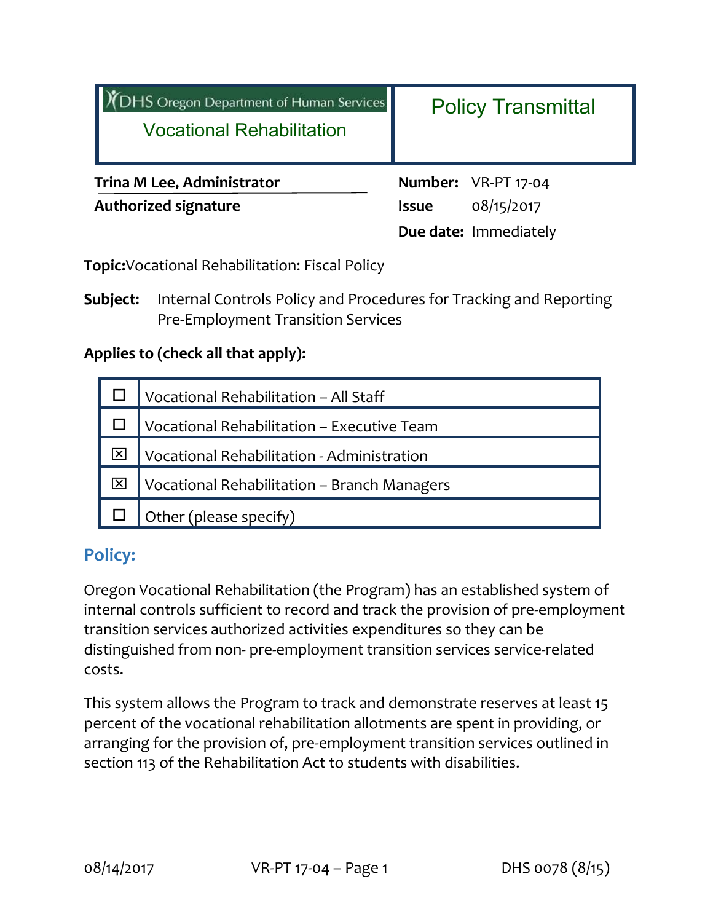| DHS Oregon Department of Human Services<br>Vocational Rehabilitation | Policy Transmittal |
|---|---|

| | | |
|---|---|---|
| **Trina M Lee, Administrator** | **Number:** | VR-PT 17-04 |
| **Authorized signature** | **Issue** | 08/15/2017 |
| | **Due date:** | Immediately |

**Topic:** Vocational Rehabilitation: Fiscal Policy

**Subject:** Internal Controls Policy and Procedures for Tracking and Reporting Pre-Employment Transition Services

**Applies to (check all that apply):**

| | |
|---|---|
| ☐ | Vocational Rehabilitation – All Staff |
| ☐ | Vocational Rehabilitation – Executive Team |
| ☒ | Vocational Rehabilitation - Administration |
| ☒ | Vocational Rehabilitation – Branch Managers |
| ☐ | Other (please specify) |

## Policy:

Oregon Vocational Rehabilitation (the Program) has an established system of internal controls sufficient to record and track the provision of pre-employment transition services authorized activities expenditures so they can be distinguished from non- pre-employment transition services service-related costs.

This system allows the Program to track and demonstrate reserves at least 15 percent of the vocational rehabilitation allotments are spent in providing, or arranging for the provision of, pre-employment transition services outlined in section 113 of the Rehabilitation Act to students with disabilities.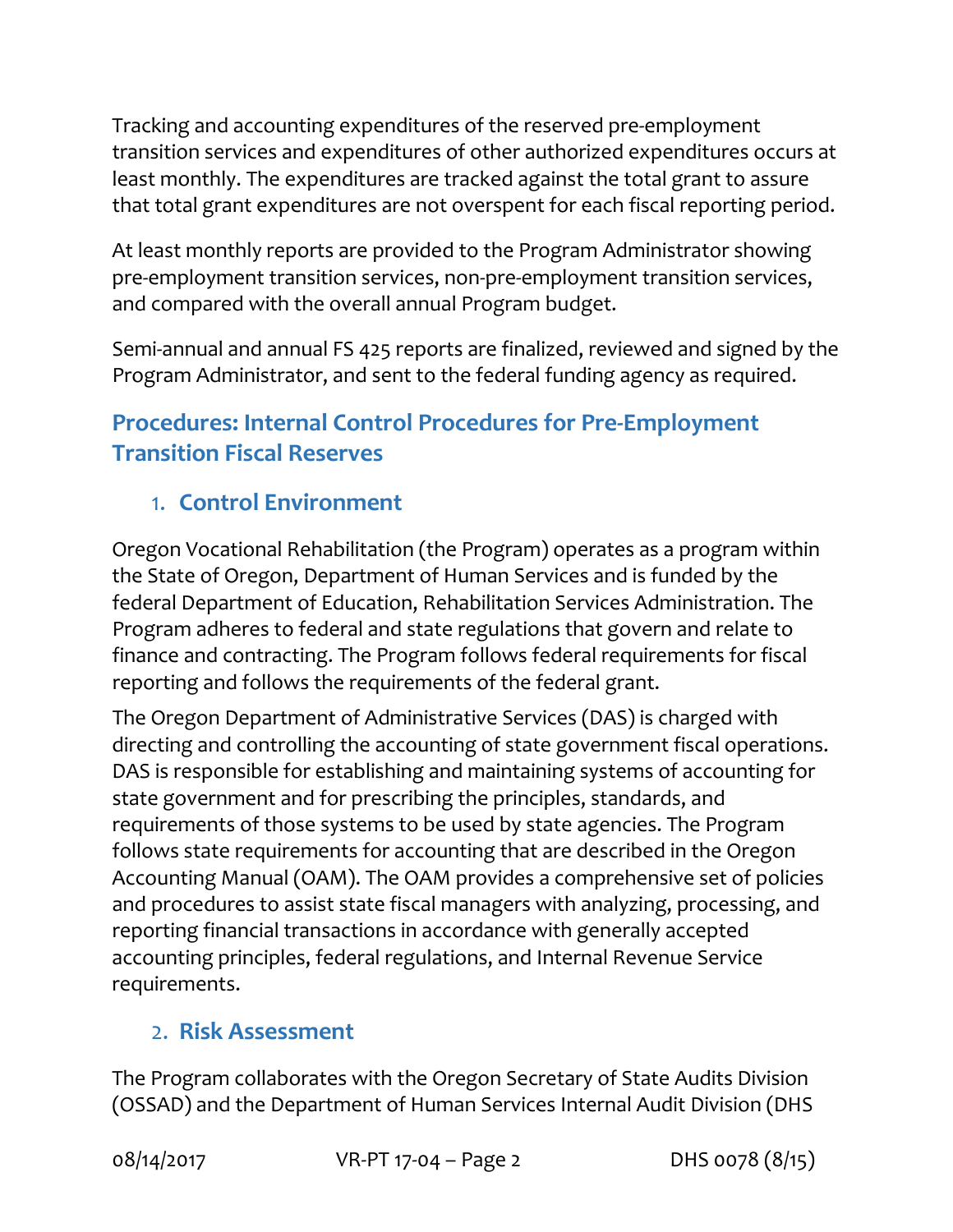Tracking and accounting expenditures of the reserved pre-employment transition services and expenditures of other authorized expenditures occurs at least monthly. The expenditures are tracked against the total grant to assure that total grant expenditures are not overspent for each fiscal reporting period.

At least monthly reports are provided to the Program Administrator showing pre-employment transition services, non-pre-employment transition services, and compared with the overall annual Program budget.

Semi-annual and annual FS 425 reports are finalized, reviewed and signed by the Program Administrator, and sent to the federal funding agency as required.

## Procedures: Internal Control Procedures for Pre-Employment Transition Fiscal Reserves

### 1. Control Environment

Oregon Vocational Rehabilitation (the Program) operates as a program within the State of Oregon, Department of Human Services and is funded by the federal Department of Education, Rehabilitation Services Administration. The Program adheres to federal and state regulations that govern and relate to finance and contracting. The Program follows federal requirements for fiscal reporting and follows the requirements of the federal grant.

The Oregon Department of Administrative Services (DAS) is charged with directing and controlling the accounting of state government fiscal operations. DAS is responsible for establishing and maintaining systems of accounting for state government and for prescribing the principles, standards, and requirements of those systems to be used by state agencies. The Program follows state requirements for accounting that are described in the Oregon Accounting Manual (OAM). The OAM provides a comprehensive set of policies and procedures to assist state fiscal managers with analyzing, processing, and reporting financial transactions in accordance with generally accepted accounting principles, federal regulations, and Internal Revenue Service requirements.

### 2. Risk Assessment

The Program collaborates with the Oregon Secretary of State Audits Division (OSSAD) and the Department of Human Services Internal Audit Division (DHS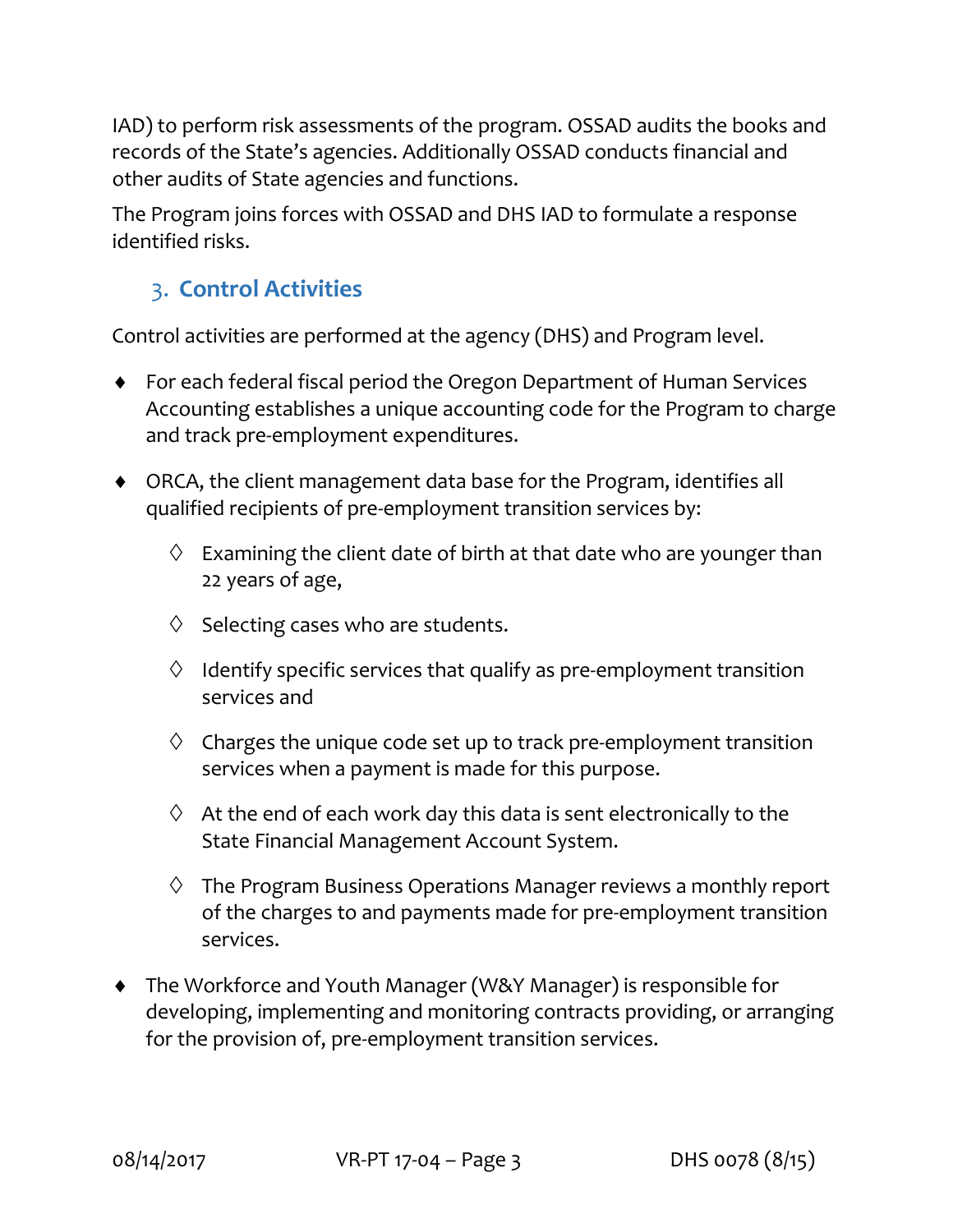IAD) to perform risk assessments of the program. OSSAD audits the books and records of the State's agencies. Additionally OSSAD conducts financial and other audits of State agencies and functions.

The Program joins forces with OSSAD and DHS IAD to formulate a response identified risks.

## 3. Control Activities

Control activities are performed at the agency (DHS) and Program level.

- For each federal fiscal period the Oregon Department of Human Services Accounting establishes a unique accounting code for the Program to charge and track pre-employment expenditures.
- ORCA, the client management data base for the Program, identifies all qualified recipients of pre-employment transition services by:
  - Examining the client date of birth at that date who are younger than 22 years of age,
  - Selecting cases who are students.
  - Identify specific services that qualify as pre-employment transition services and
  - Charges the unique code set up to track pre-employment transition services when a payment is made for this purpose.
  - At the end of each work day this data is sent electronically to the State Financial Management Account System.
  - The Program Business Operations Manager reviews a monthly report of the charges to and payments made for pre-employment transition services.
- The Workforce and Youth Manager (W&Y Manager) is responsible for developing, implementing and monitoring contracts providing, or arranging for the provision of, pre-employment transition services.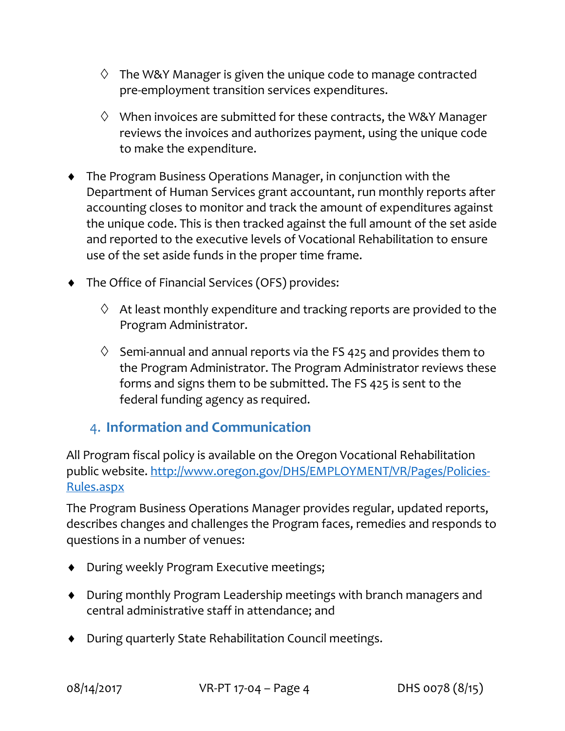- The W&Y Manager is given the unique code to manage contracted pre-employment transition services expenditures.

  - When invoices are submitted for these contracts, the W&Y Manager reviews the invoices and authorizes payment, using the unique code to make the expenditure.

- The Program Business Operations Manager, in conjunction with the Department of Human Services grant accountant, run monthly reports after accounting closes to monitor and track the amount of expenditures against the unique code. This is then tracked against the full amount of the set aside and reported to the executive levels of Vocational Rehabilitation to ensure use of the set aside funds in the proper time frame.

- The Office of Financial Services (OFS) provides:

  - At least monthly expenditure and tracking reports are provided to the Program Administrator.

  - Semi-annual and annual reports via the FS 425 and provides them to the Program Administrator. The Program Administrator reviews these forms and signs them to be submitted. The FS 425 is sent to the federal funding agency as required.

## 4. Information and Communication

All Program fiscal policy is available on the Oregon Vocational Rehabilitation public website. [http://www.oregon.gov/DHS/EMPLOYMENT/VR/Pages/Policies-Rules.aspx](http://www.oregon.gov/DHS/EMPLOYMENT/VR/Pages/Policies-Rules.aspx)

The Program Business Operations Manager provides regular, updated reports, describes changes and challenges the Program faces, remedies and responds to questions in a number of venues:

- During weekly Program Executive meetings;

- During monthly Program Leadership meetings with branch managers and central administrative staff in attendance; and

- During quarterly State Rehabilitation Council meetings.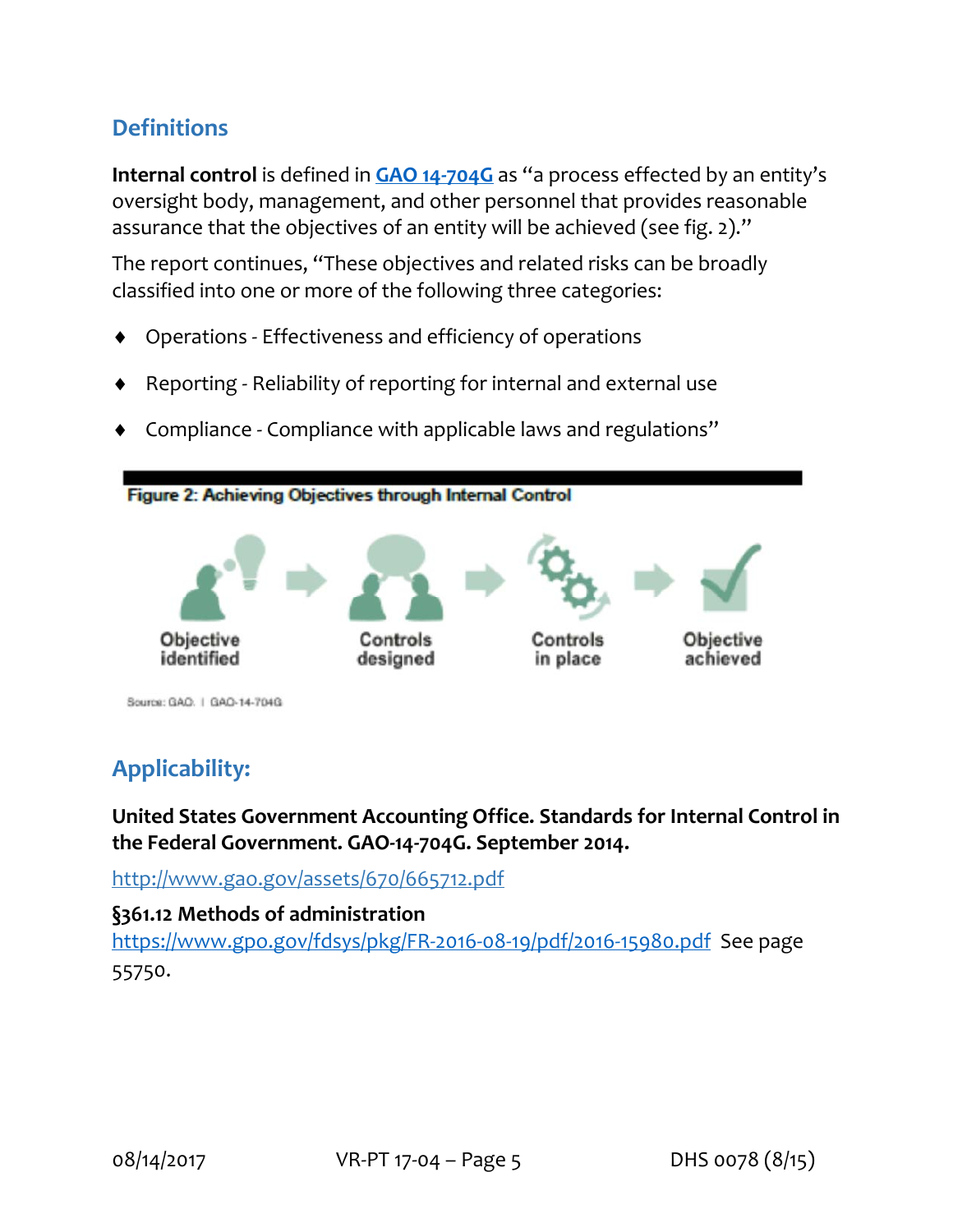## Definitions

**Internal control** is defined in **GAO 14-704G** as "a process effected by an entity's oversight body, management, and other personnel that provides reasonable assurance that the objectives of an entity will be achieved (see fig. 2)."

The report continues, "These objectives and related risks can be broadly classified into one or more of the following three categories:

- Operations - Effectiveness and efficiency of operations
- Reporting - Reliability of reporting for internal and external use
- Compliance - Compliance with applicable laws and regulations"

**Figure 2: Achieving Objectives through Internal Control**

Objective identified → Controls designed → Controls in place → Objective achieved

Source: GAO. | GAO-14-704G

## Applicability:

**United States Government Accounting Office. Standards for Internal Control in the Federal Government. GAO-14-704G. September 2014.**

http://www.gao.gov/assets/670/665712.pdf

**§361.12 Methods of administration**
https://www.gpo.gov/fdsys/pkg/FR-2016-08-19/pdf/2016-15980.pdf See page 55750.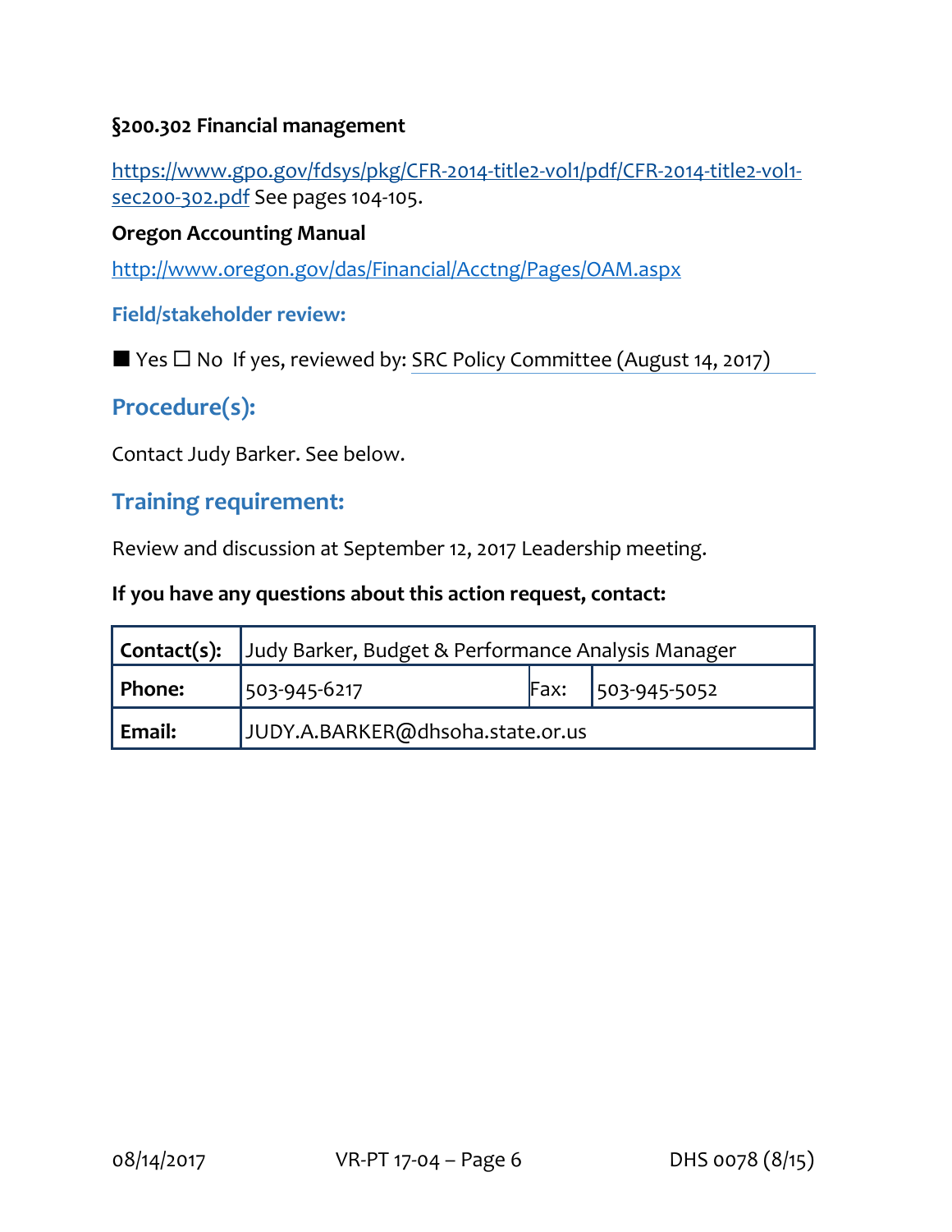**§200.302 Financial management**

[https://www.gpo.gov/fdsys/pkg/CFR-2014-title2-vol1/pdf/CFR-2014-title2-vol1-sec200-302.pdf](https://www.gpo.gov/fdsys/pkg/CFR-2014-title2-vol1/pdf/CFR-2014-title2-vol1-sec200-302.pdf) See pages 104-105.

**Oregon Accounting Manual**

[http://www.oregon.gov/das/Financial/Acctng/Pages/OAM.aspx](http://www.oregon.gov/das/Financial/Acctng/Pages/OAM.aspx)

### Field/stakeholder review:

■ Yes ☐ No If yes, reviewed by: SRC Policy Committee (August 14, 2017)

## Procedure(s):

Contact Judy Barker. See below.

## Training requirement:

Review and discussion at September 12, 2017 Leadership meeting.

**If you have any questions about this action request, contact:**

| | | | |
|---|---|---|---|
| **Contact(s):** | Judy Barker, Budget & Performance Analysis Manager | | |
| **Phone:** | 503-945-6217 | Fax: | 503-945-5052 |
| **Email:** | JUDY.A.BARKER@dhsoha.state.or.us | | |